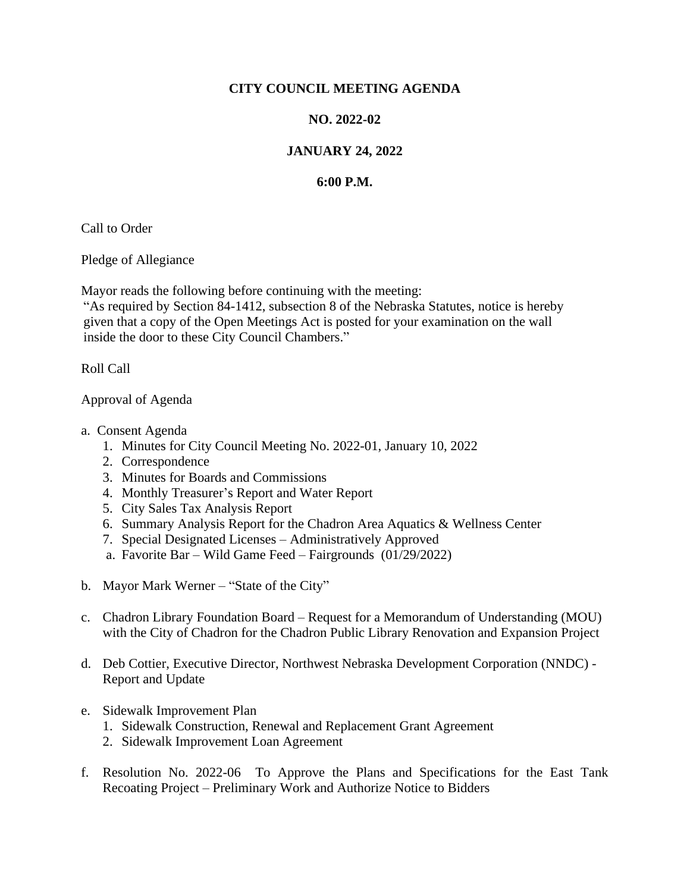**CITY COUNCIL MEETING AGENDA**

**NO. 2022-02**

**JANUARY 24, 2022**

**6:00 P.M.**

Call to Order

Pledge of Allegiance

Mayor reads the following before continuing with the meeting:
"As required by Section 84-1412, subsection 8 of the Nebraska Statutes, notice is hereby given that a copy of the Open Meetings Act is posted for your examination on the wall inside the door to these City Council Chambers."

Roll Call

Approval of Agenda

a. Consent Agenda
   1. Minutes for City Council Meeting No. 2022-01, January 10, 2022
   2. Correspondence
   3. Minutes for Boards and Commissions
   4. Monthly Treasurer's Report and Water Report
   5. City Sales Tax Analysis Report
   6. Summary Analysis Report for the Chadron Area Aquatics & Wellness Center
   7. Special Designated Licenses – Administratively Approved
      a. Favorite Bar – Wild Game Feed – Fairgrounds (01/29/2022)

b. Mayor Mark Werner – "State of the City"

c. Chadron Library Foundation Board – Request for a Memorandum of Understanding (MOU) with the City of Chadron for the Chadron Public Library Renovation and Expansion Project

d. Deb Cottier, Executive Director, Northwest Nebraska Development Corporation (NNDC) - Report and Update

e. Sidewalk Improvement Plan
   1. Sidewalk Construction, Renewal and Replacement Grant Agreement
   2. Sidewalk Improvement Loan Agreement

f. Resolution No. 2022-06 To Approve the Plans and Specifications for the East Tank Recoating Project – Preliminary Work and Authorize Notice to Bidders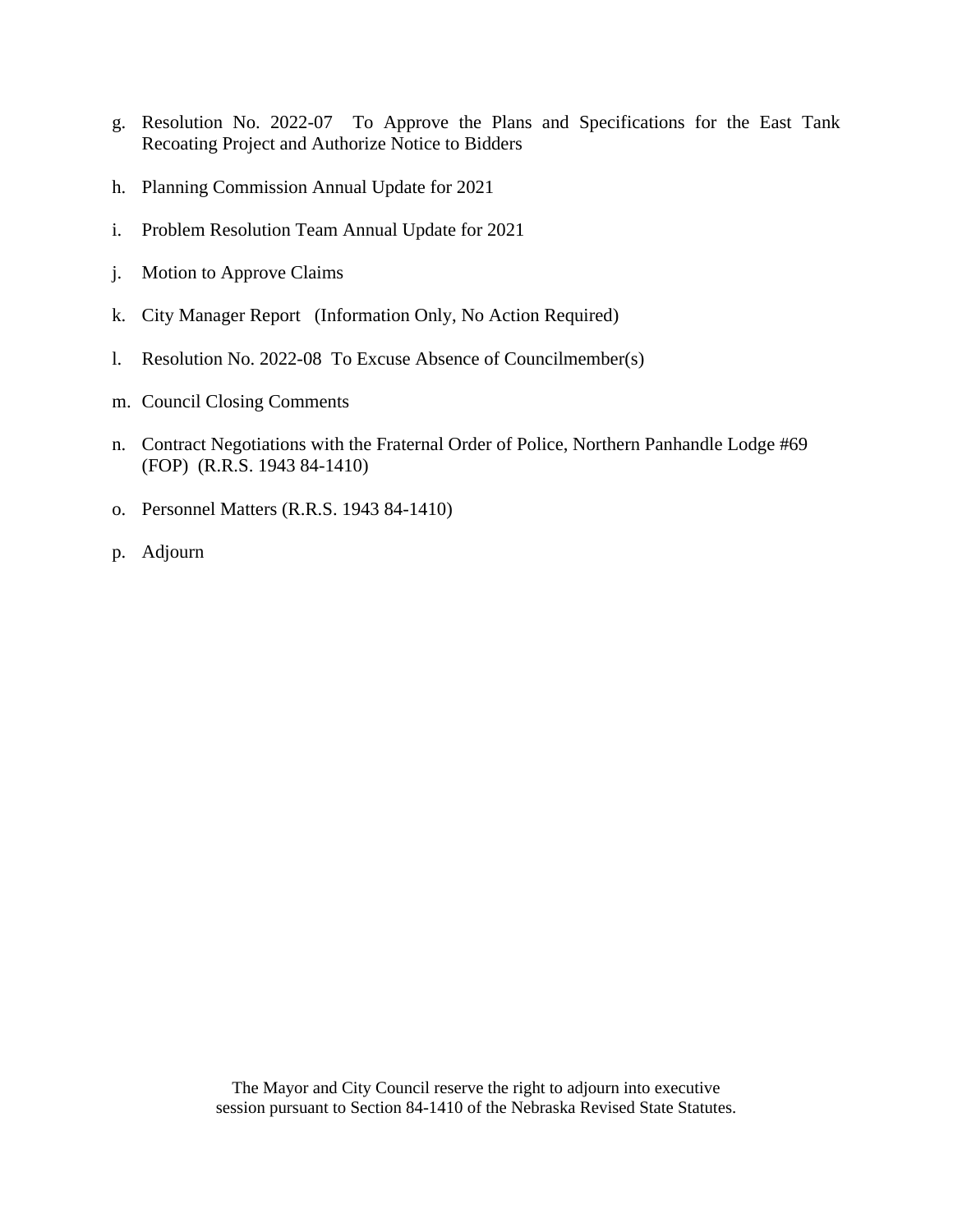g. Resolution No. 2022-07 To Approve the Plans and Specifications for the East Tank Recoating Project and Authorize Notice to Bidders

h. Planning Commission Annual Update for 2021

i. Problem Resolution Team Annual Update for 2021

j. Motion to Approve Claims

k. City Manager Report (Information Only, No Action Required)

l. Resolution No. 2022-08 To Excuse Absence of Councilmember(s)

m. Council Closing Comments

n. Contract Negotiations with the Fraternal Order of Police, Northern Panhandle Lodge #69 (FOP) (R.R.S. 1943 84-1410)

o. Personnel Matters (R.R.S. 1943 84-1410)

p. Adjourn

The Mayor and City Council reserve the right to adjourn into executive session pursuant to Section 84-1410 of the Nebraska Revised State Statutes.